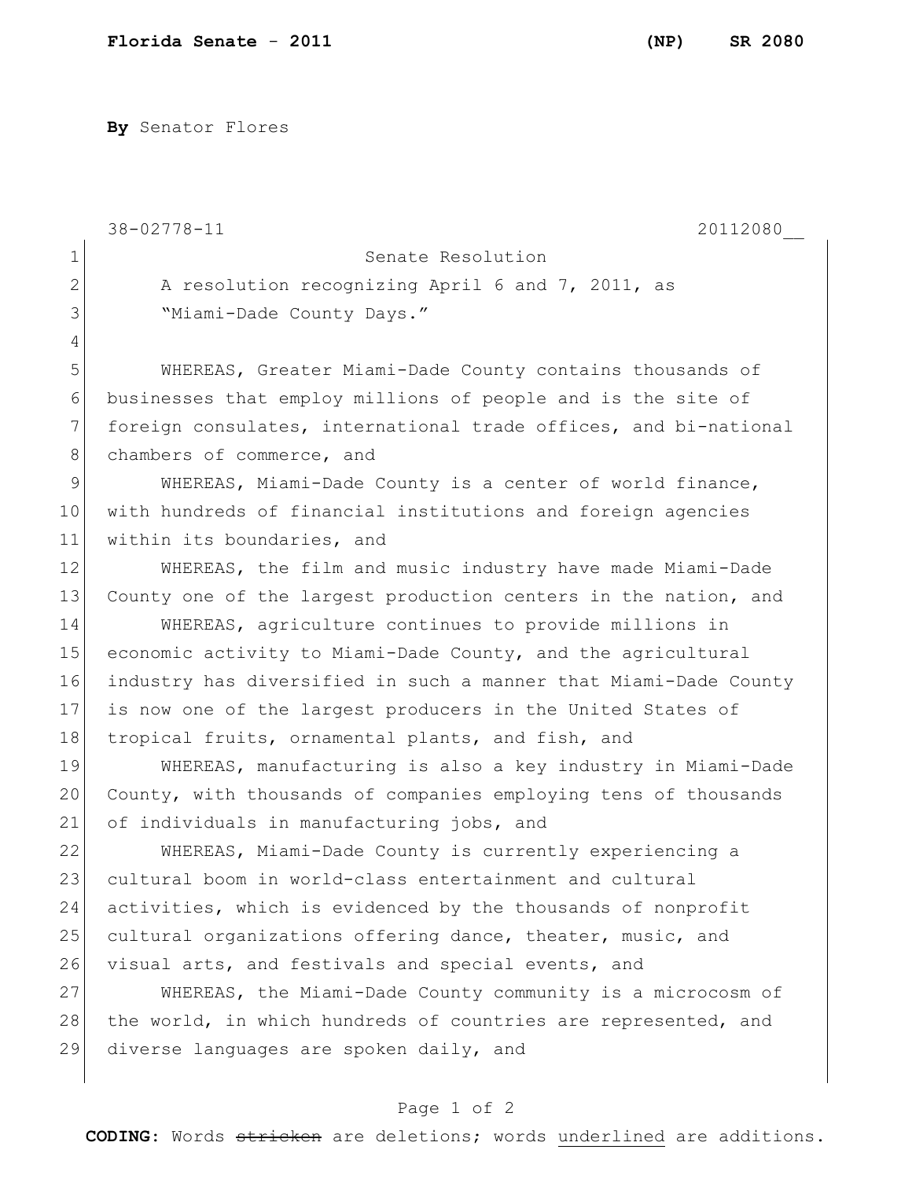**Florida Senate - 2011** **(NP) SR 2080**

**By** Senator Flores

38-02778-11 20112080__

Senate Resolution

A resolution recognizing April 6 and 7, 2011, as "Miami-Dade County Days."

WHEREAS, Greater Miami-Dade County contains thousands of businesses that employ millions of people and is the site of foreign consulates, international trade offices, and bi-national chambers of commerce, and

WHEREAS, Miami-Dade County is a center of world finance, with hundreds of financial institutions and foreign agencies within its boundaries, and

WHEREAS, the film and music industry have made Miami-Dade County one of the largest production centers in the nation, and

WHEREAS, agriculture continues to provide millions in economic activity to Miami-Dade County, and the agricultural industry has diversified in such a manner that Miami-Dade County is now one of the largest producers in the United States of tropical fruits, ornamental plants, and fish, and

WHEREAS, manufacturing is also a key industry in Miami-Dade County, with thousands of companies employing tens of thousands of individuals in manufacturing jobs, and

WHEREAS, Miami-Dade County is currently experiencing a cultural boom in world-class entertainment and cultural activities, which is evidenced by the thousands of nonprofit cultural organizations offering dance, theater, music, and visual arts, and festivals and special events, and

WHEREAS, the Miami-Dade County community is a microcosm of the world, in which hundreds of countries are represented, and diverse languages are spoken daily, and

**CODING:** Words ~~stricken~~ are deletions; words underlined are additions.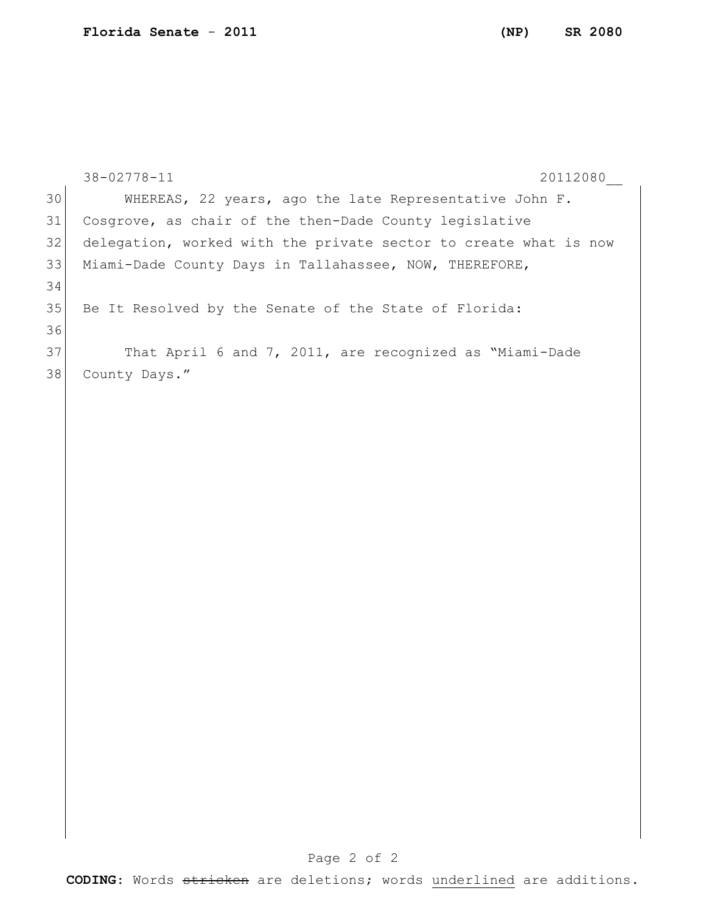WHEREAS, 22 years, ago the late Representative John F. Cosgrove, as chair of the then-Dade County legislative delegation, worked with the private sector to create what is now Miami-Dade County Days in Tallahassee, NOW, THEREFORE,

Be It Resolved by the Senate of the State of Florida:

That April 6 and 7, 2011, are recognized as "Miami-Dade County Days."